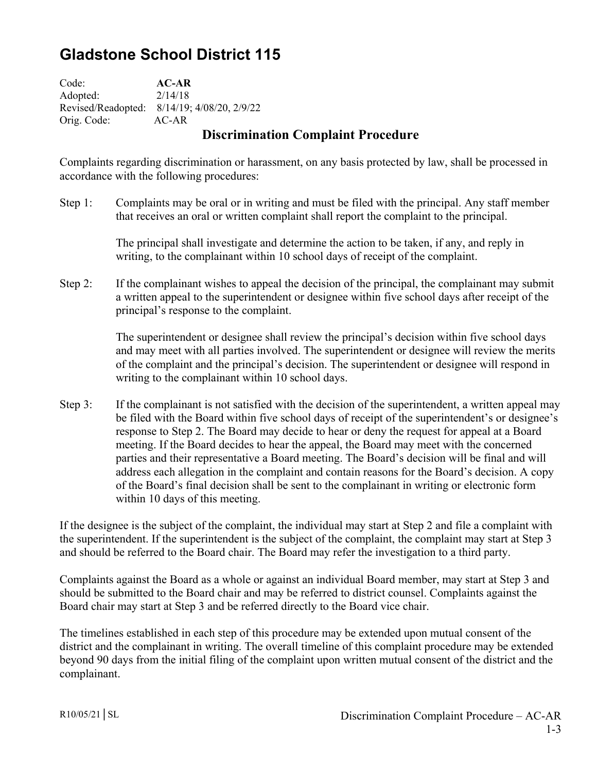# Gladstone School District 115

Code: **AC-AR**
Adopted: 2/14/18
Revised/Readopted: 8/14/19; 4/08/20, 2/9/22
Orig. Code: AC-AR

## Discrimination Complaint Procedure

Complaints regarding discrimination or harassment, on any basis protected by law, shall be processed in accordance with the following procedures:

Step 1: Complaints may be oral or in writing and must be filed with the principal. Any staff member that receives an oral or written complaint shall report the complaint to the principal.

The principal shall investigate and determine the action to be taken, if any, and reply in writing, to the complainant within 10 school days of receipt of the complaint.

Step 2: If the complainant wishes to appeal the decision of the principal, the complainant may submit a written appeal to the superintendent or designee within five school days after receipt of the principal's response to the complaint.

The superintendent or designee shall review the principal's decision within five school days and may meet with all parties involved. The superintendent or designee will review the merits of the complaint and the principal's decision. The superintendent or designee will respond in writing to the complainant within 10 school days.

Step 3: If the complainant is not satisfied with the decision of the superintendent, a written appeal may be filed with the Board within five school days of receipt of the superintendent's or designee's response to Step 2. The Board may decide to hear or deny the request for appeal at a Board meeting. If the Board decides to hear the appeal, the Board may meet with the concerned parties and their representative a Board meeting. The Board's decision will be final and will address each allegation in the complaint and contain reasons for the Board's decision. A copy of the Board's final decision shall be sent to the complainant in writing or electronic form within 10 days of this meeting.

If the designee is the subject of the complaint, the individual may start at Step 2 and file a complaint with the superintendent. If the superintendent is the subject of the complaint, the complaint may start at Step 3 and should be referred to the Board chair. The Board may refer the investigation to a third party.

Complaints against the Board as a whole or against an individual Board member, may start at Step 3 and should be submitted to the Board chair and may be referred to district counsel. Complaints against the Board chair may start at Step 3 and be referred directly to the Board vice chair.

The timelines established in each step of this procedure may be extended upon mutual consent of the district and the complainant in writing. The overall timeline of this complaint procedure may be extended beyond 90 days from the initial filing of the complaint upon written mutual consent of the district and the complainant.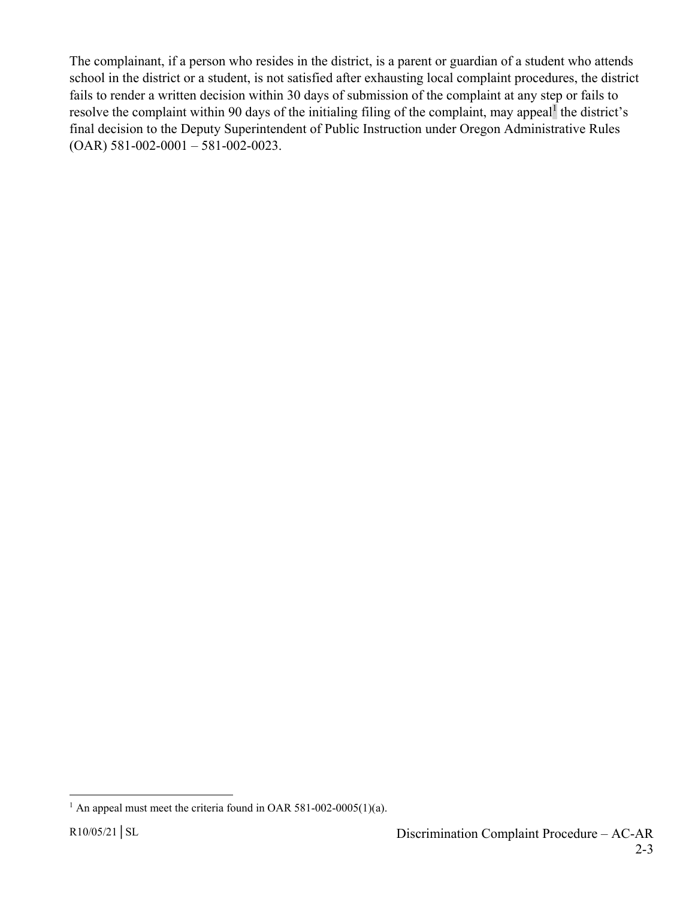The complainant, if a person who resides in the district, is a parent or guardian of a student who attends school in the district or a student, is not satisfied after exhausting local complaint procedures, the district fails to render a written decision within 30 days of submission of the complaint at any step or fails to resolve the complaint within 90 days of the initialing filing of the complaint, may appeal[1] the district's final decision to the Deputy Superintendent of Public Instruction under Oregon Administrative Rules (OAR) 581-002-0001 – 581-002-0023.

[1] An appeal must meet the criteria found in OAR 581-002-0005(1)(a).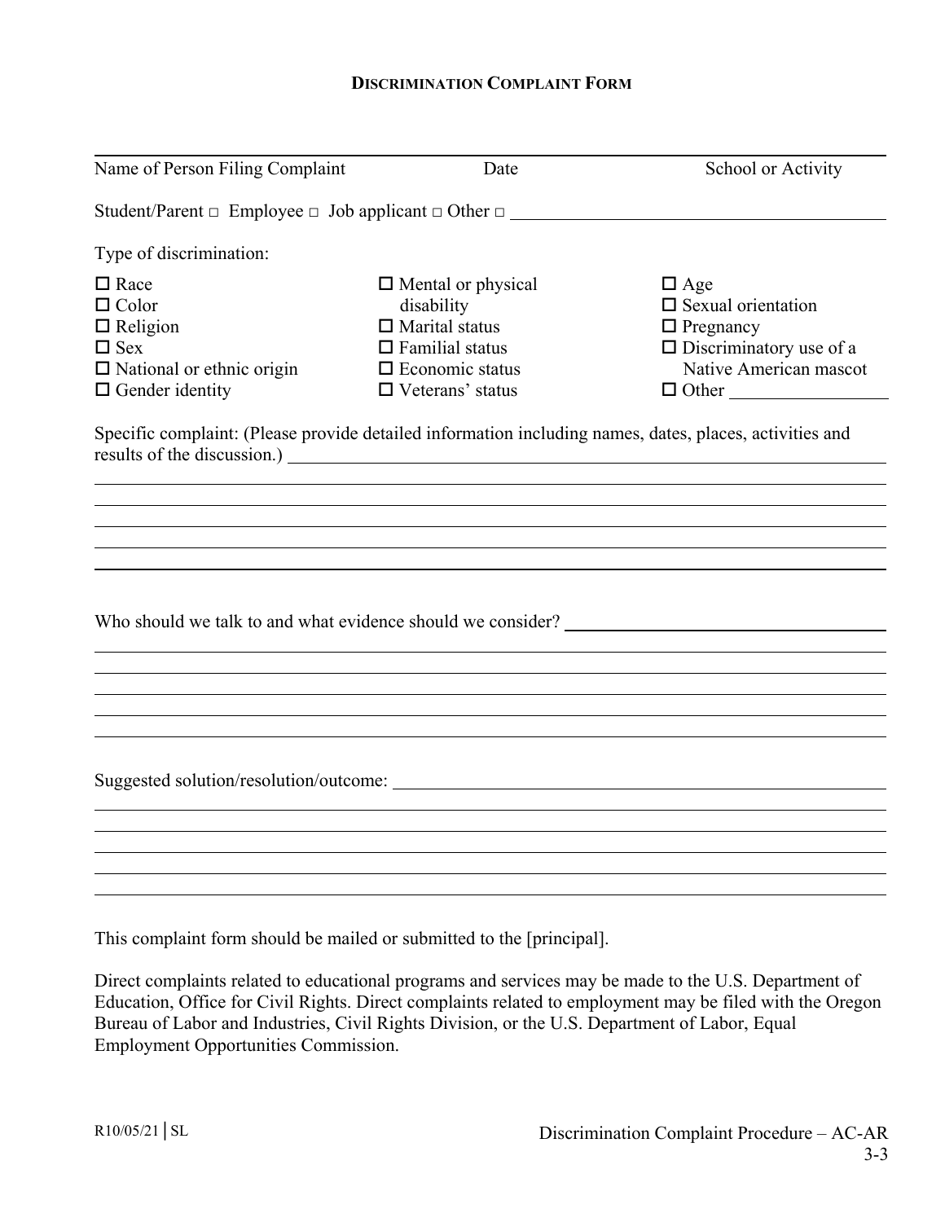# DISCRIMINATION COMPLAINT FORM

| Name of Person Filing Complaint | Date | School or Activity |
|---|---|---|
| | | |

Student/Parent □ Employee □ Job applicant □ Other □ ______________________________

Type of discrimination:

| | | |
|---|---|---|
| ☐ Race | ☐ Mental or physical disability | ☐ Age |
| ☐ Color | ☐ Marital status | ☐ Sexual orientation |
| ☐ Religion | ☐ Familial status | ☐ Pregnancy |
| ☐ Sex | ☐ Economic status | ☐ Discriminatory use of a Native American mascot |
| ☐ National or ethnic origin | ☐ Veterans' status | ☐ Other ______________ |
| ☐ Gender identity | | |

Specific complaint: (Please provide detailed information including names, dates, places, activities and results of the discussion.) ______________________________

______________________________

______________________________

______________________________

______________________________

______________________________

Who should we talk to and what evidence should we consider? ______________________________

______________________________

______________________________

______________________________

______________________________

______________________________

Suggested solution/resolution/outcome: ______________________________

______________________________

______________________________

______________________________

______________________________

______________________________

This complaint form should be mailed or submitted to the [principal].

Direct complaints related to educational programs and services may be made to the U.S. Department of Education, Office for Civil Rights. Direct complaints related to employment may be filed with the Oregon Bureau of Labor and Industries, Civil Rights Division, or the U.S. Department of Labor, Equal Employment Opportunities Commission.